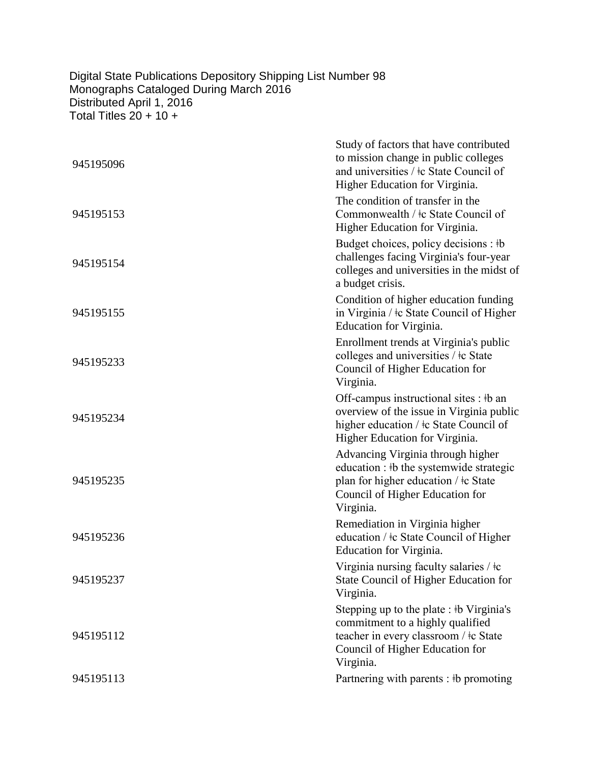Digital State Publications Depository Shipping List Number 98
Monographs Cataloged During March 2016
Distributed April 1, 2016
Total Titles 20 + 10 +

| | |
|---|---|
| 945195096 | Study of factors that have contributed to mission change in public colleges and universities / ǂc State Council of Higher Education for Virginia. |
| 945195153 | The condition of transfer in the Commonwealth / ǂc State Council of Higher Education for Virginia. |
| 945195154 | Budget choices, policy decisions : ǂb challenges facing Virginia's four-year colleges and universities in the midst of a budget crisis. |
| 945195155 | Condition of higher education funding in Virginia / ǂc State Council of Higher Education for Virginia. |
| 945195233 | Enrollment trends at Virginia's public colleges and universities / ǂc State Council of Higher Education for Virginia. |
| 945195234 | Off-campus instructional sites : ǂb an overview of the issue in Virginia public higher education / ǂc State Council of Higher Education for Virginia. |
| 945195235 | Advancing Virginia through higher education : ǂb the systemwide strategic plan for higher education / ǂc State Council of Higher Education for Virginia. |
| 945195236 | Remediation in Virginia higher education / ǂc State Council of Higher Education for Virginia. |
| 945195237 | Virginia nursing faculty salaries / ǂc State Council of Higher Education for Virginia. |
| 945195112 | Stepping up to the plate : ǂb Virginia's commitment to a highly qualified teacher in every classroom / ǂc State Council of Higher Education for Virginia. |
| 945195113 | Partnering with parents : ǂb promoting |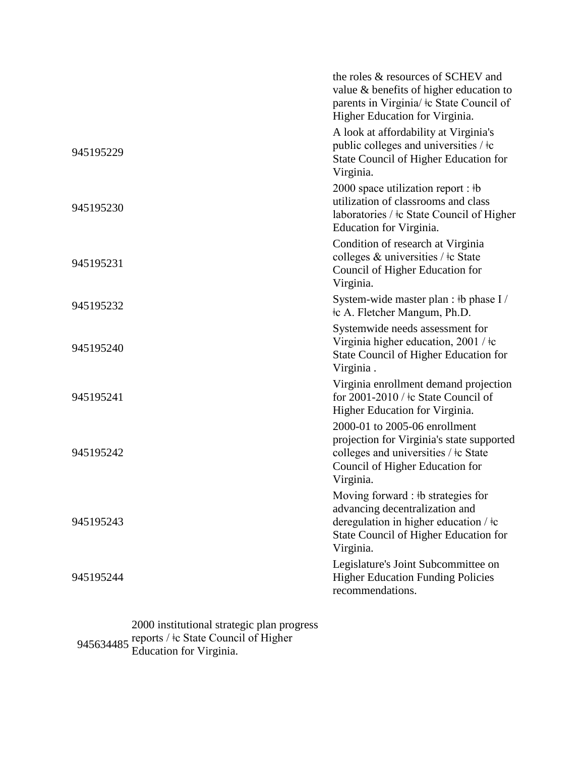| | | |
|---|---|---|
| | | the roles & resources of SCHEV and value & benefits of higher education to parents in Virginia/ ǂc State Council of Higher Education for Virginia. |
| 945195229 | | A look at affordability at Virginia's public colleges and universities / ǂc State Council of Higher Education for Virginia. |
| 945195230 | | 2000 space utilization report : ǂb utilization of classrooms and class laboratories / ǂc State Council of Higher Education for Virginia. |
| 945195231 | | Condition of research at Virginia colleges & universities / ǂc State Council of Higher Education for Virginia. |
| 945195232 | | System-wide master plan : ǂb phase I / ǂc A. Fletcher Mangum, Ph.D. |
| 945195240 | | Systemwide needs assessment for Virginia higher education, 2001 / ǂc State Council of Higher Education for Virginia . |
| 945195241 | | Virginia enrollment demand projection for 2001-2010 / ǂc State Council of Higher Education for Virginia. |
| 945195242 | | 2000-01 to 2005-06 enrollment projection for Virginia's state supported colleges and universities / ǂc State Council of Higher Education for Virginia. |
| 945195243 | | Moving forward : ǂb strategies for advancing decentralization and deregulation in higher education / ǂc State Council of Higher Education for Virginia. |
| 945195244 | | Legislature's Joint Subcommittee on Higher Education Funding Policies recommendations. |
| 945634485 | 2000 institutional strategic plan progress reports / ǂc State Council of Higher Education for Virginia. | |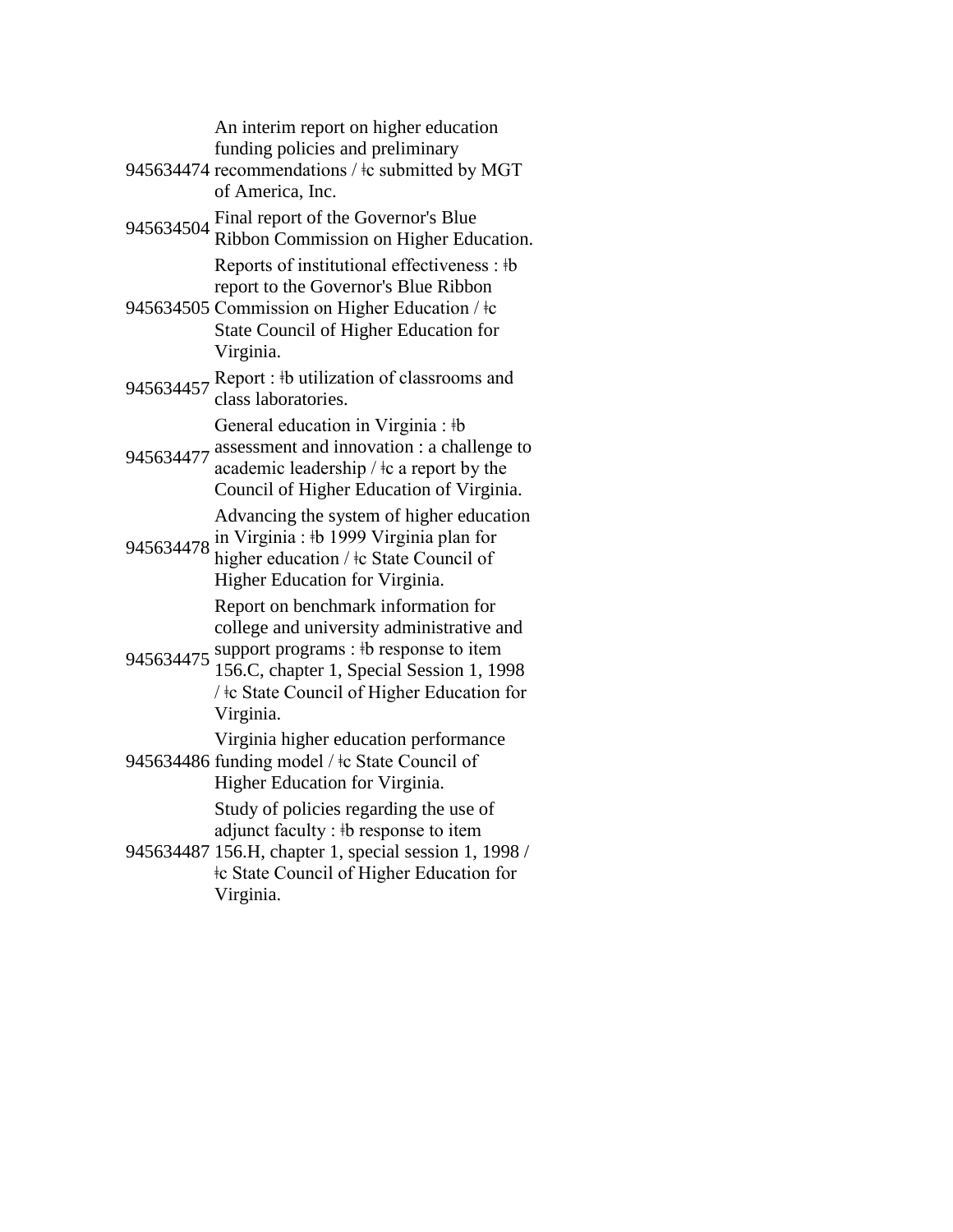| | |
|---|---|
| 945634474 | An interim report on higher education funding policies and preliminary recommendations / ǂc submitted by MGT of America, Inc. |
| 945634504 | Final report of the Governor's Blue Ribbon Commission on Higher Education. |
| 945634505 | Reports of institutional effectiveness : ǂb report to the Governor's Blue Ribbon Commission on Higher Education / ǂc State Council of Higher Education for Virginia. |
| 945634457 | Report : ǂb utilization of classrooms and class laboratories. |
| 945634477 | General education in Virginia : ǂb assessment and innovation : a challenge to academic leadership / ǂc a report by the Council of Higher Education of Virginia. |
| 945634478 | Advancing the system of higher education in Virginia : ǂb 1999 Virginia plan for higher education / ǂc State Council of Higher Education for Virginia. |
| 945634475 | Report on benchmark information for college and university administrative and support programs : ǂb response to item 156.C, chapter 1, Special Session 1, 1998 / ǂc State Council of Higher Education for Virginia. |
| 945634486 | Virginia higher education performance funding model / ǂc State Council of Higher Education for Virginia. |
| 945634487 | Study of policies regarding the use of adjunct faculty : ǂb response to item 156.H, chapter 1, special session 1, 1998 / ǂc State Council of Higher Education for Virginia. |